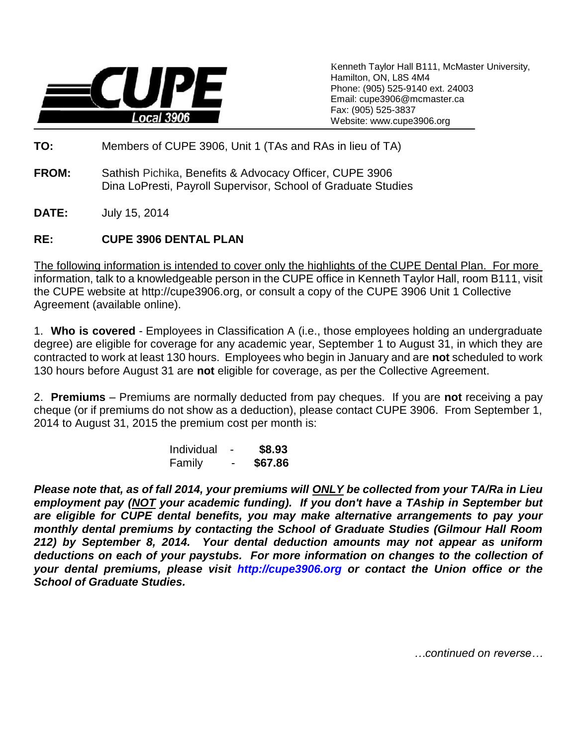CUPE Local 3906

Kenneth Taylor Hall B111, McMaster University,
Hamilton, ON, L8S 4M4
Phone: (905) 525-9140 ext. 24003
Email: cupe3906@mcmaster.ca
Fax: (905) 525-3837
Website: www.cupe3906.org

**TO:** Members of CUPE 3906, Unit 1 (TAs and RAs in lieu of TA)

**FROM:** Sathish Pichika, Benefits & Advocacy Officer, CUPE 3906
Dina LoPresti, Payroll Supervisor, School of Graduate Studies

**DATE:** July 15, 2014

**RE:** **CUPE 3906 DENTAL PLAN**

The following information is intended to cover only the highlights of the CUPE Dental Plan. For more information, talk to a knowledgeable person in the CUPE office in Kenneth Taylor Hall, room B111, visit the CUPE website at http://cupe3906.org, or consult a copy of the CUPE 3906 Unit 1 Collective Agreement (available online).

1. **Who is covered** - Employees in Classification A (i.e., those employees holding an undergraduate degree) are eligible for coverage for any academic year, September 1 to August 31, in which they are contracted to work at least 130 hours. Employees who begin in January and are **not** scheduled to work 130 hours before August 31 are **not** eligible for coverage, as per the Collective Agreement.

2. **Premiums** – Premiums are normally deducted from pay cheques. If you are **not** receiving a pay cheque (or if premiums do not show as a deduction), please contact CUPE 3906. From September 1, 2014 to August 31, 2015 the premium cost per month is:

| | | |
|---|---|---|
| Individual | - | **$8.93** |
| Family | - | **$67.86** |

***Please note that, as of fall 2014, your premiums will ONLY be collected from your TA/Ra in Lieu employment pay (NOT your academic funding). If you don't have a TAship in September but are eligible for CUPE dental benefits, you may make alternative arrangements to pay your monthly dental premiums by contacting the School of Graduate Studies (Gilmour Hall Room 212) by September 8, 2014. Your dental deduction amounts may not appear as uniform deductions on each of your paystubs. For more information on changes to the collection of your dental premiums, please visit http://cupe3906.org or contact the Union office or the School of Graduate Studies.***

*…continued on reverse…*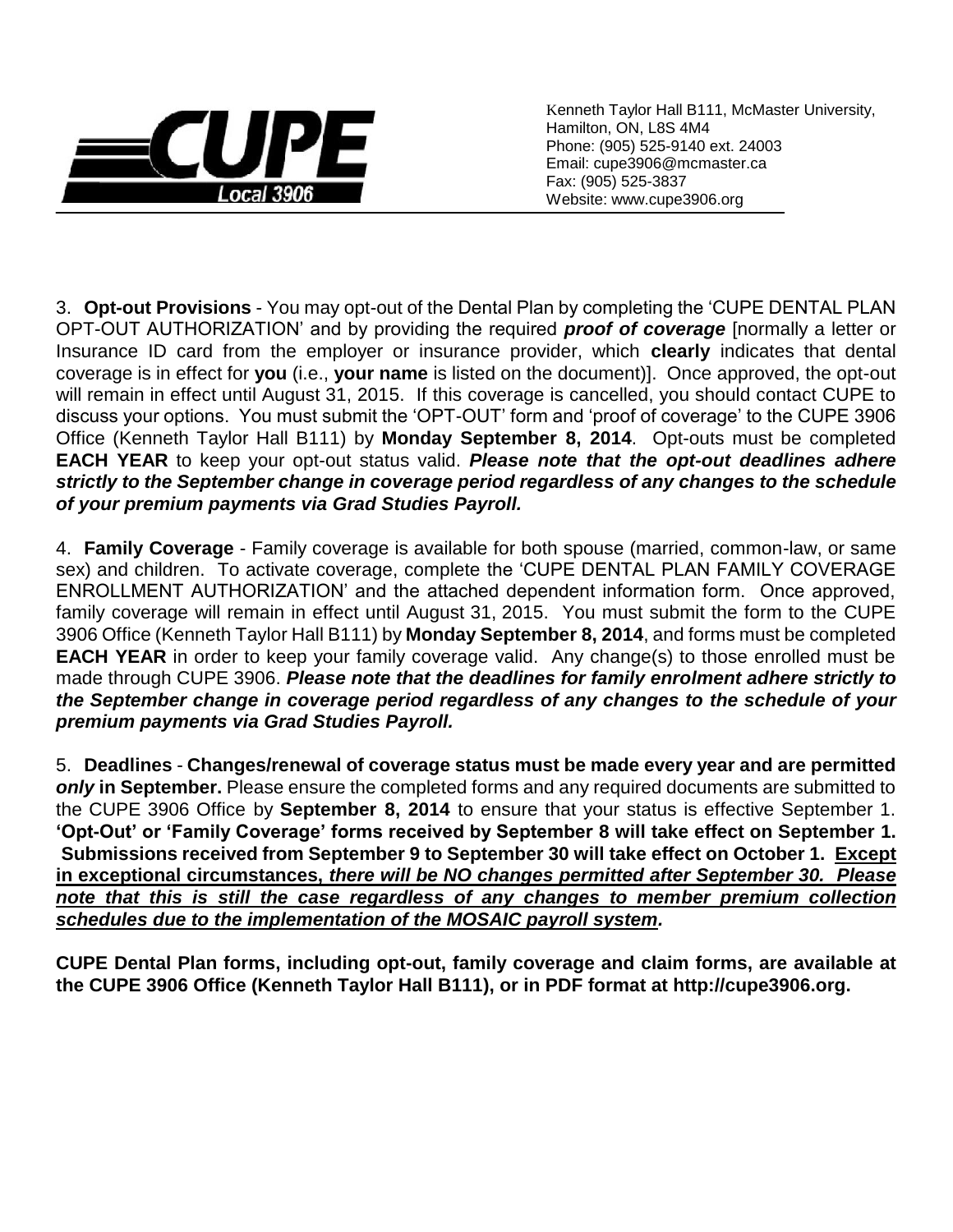Kenneth Taylor Hall B111, McMaster University,
Hamilton, ON, L8S 4M4
Phone: (905) 525-9140 ext. 24003
Email: cupe3906@mcmaster.ca
Fax: (905) 525-3837
Website: www.cupe3906.org

3. **Opt-out Provisions** - You may opt-out of the Dental Plan by completing the 'CUPE DENTAL PLAN OPT-OUT AUTHORIZATION' and by providing the required ***proof of coverage*** [normally a letter or Insurance ID card from the employer or insurance provider, which **clearly** indicates that dental coverage is in effect for **you** (i.e., **your name** is listed on the document)]. Once approved, the opt-out will remain in effect until August 31, 2015. If this coverage is cancelled, you should contact CUPE to discuss your options. You must submit the 'OPT-OUT' form and 'proof of coverage' to the CUPE 3906 Office (Kenneth Taylor Hall B111) by **Monday September 8, 2014**. Opt-outs must be completed **EACH YEAR** to keep your opt-out status valid. ***Please note that the opt-out deadlines adhere strictly to the September change in coverage period regardless of any changes to the schedule of your premium payments via Grad Studies Payroll.***

4. **Family Coverage** - Family coverage is available for both spouse (married, common-law, or same sex) and children. To activate coverage, complete the 'CUPE DENTAL PLAN FAMILY COVERAGE ENROLLMENT AUTHORIZATION' and the attached dependent information form. Once approved, family coverage will remain in effect until August 31, 2015. You must submit the form to the CUPE 3906 Office (Kenneth Taylor Hall B111) by **Monday September 8, 2014**, and forms must be completed **EACH YEAR** in order to keep your family coverage valid. Any change(s) to those enrolled must be made through CUPE 3906. ***Please note that the deadlines for family enrolment adhere strictly to the September change in coverage period regardless of any changes to the schedule of your premium payments via Grad Studies Payroll.***

5. **Deadlines** - **Changes/renewal of coverage status must be made every year and are permitted *only* in September.** Please ensure the completed forms and any required documents are submitted to the CUPE 3906 Office by **September 8, 2014** to ensure that your status is effective September 1. **'Opt-Out' or 'Family Coverage' forms received by September 8 will take effect on September 1. Submissions received from September 9 to September 30 will take effect on October 1. Except in exceptional circumstances, *there will be NO changes permitted after September 30. Please note that this is still the case regardless of any changes to member premium collection schedules due to the implementation of the MOSAIC payroll system.***

**CUPE Dental Plan forms, including opt-out, family coverage and claim forms, are available at the CUPE 3906 Office (Kenneth Taylor Hall B111), or in PDF format at http://cupe3906.org.**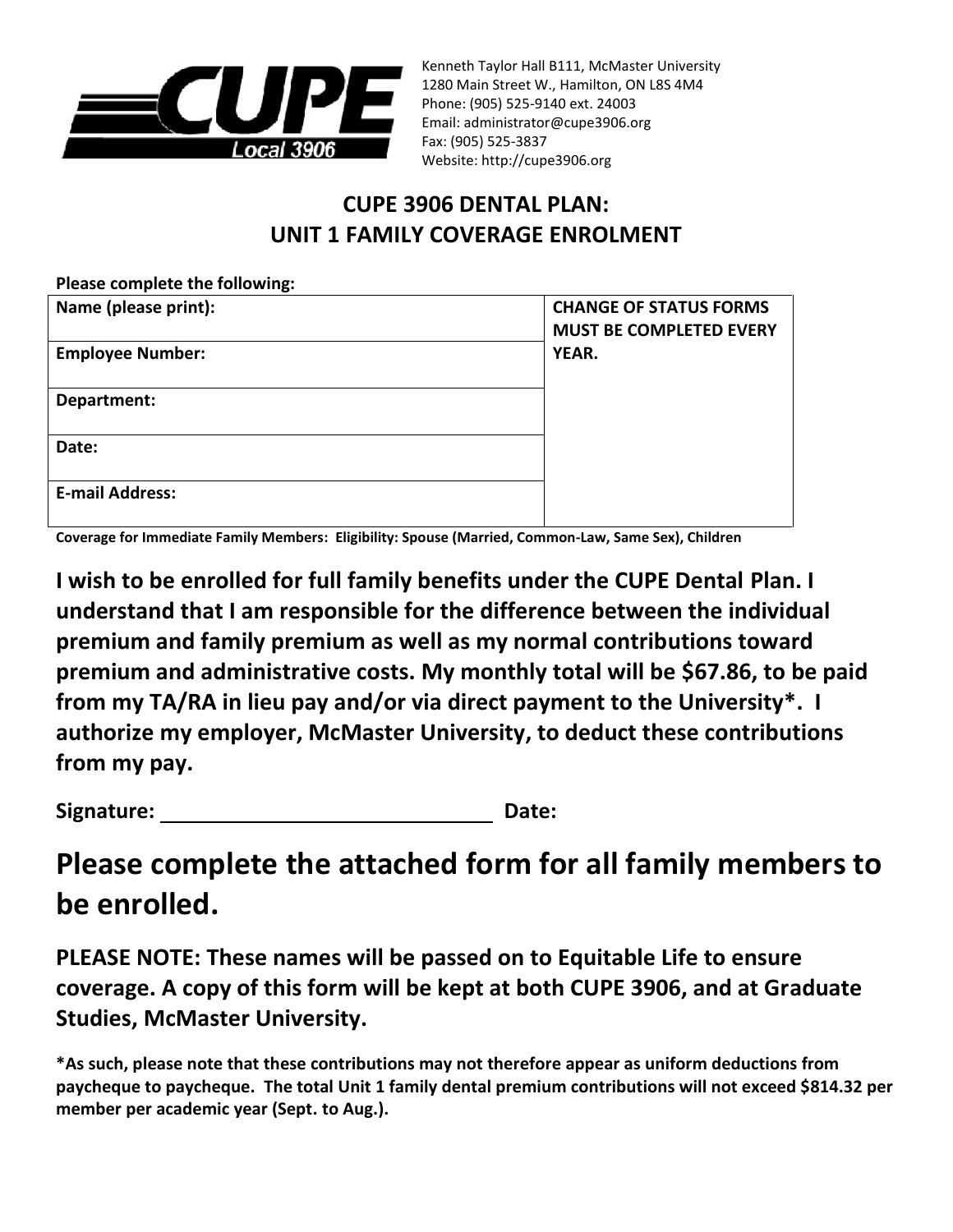CUPE Local 3906

Kenneth Taylor Hall B111, McMaster University
1280 Main Street W., Hamilton, ON L8S 4M4
Phone: (905) 525-9140 ext. 24003
Email: administrator@cupe3906.org
Fax: (905) 525-3837
Website: http://cupe3906.org

## CUPE 3906 DENTAL PLAN:
## UNIT 1 FAMILY COVERAGE ENROLMENT

**Please complete the following:**

| | |
|---|---|
| **Name (please print):** | **CHANGE OF STATUS FORMS MUST BE COMPLETED EVERY YEAR.** |
| **Employee Number:** | |
| **Department:** | |
| **Date:** | |
| **E-mail Address:** | |

**Coverage for Immediate Family Members: Eligibility: Spouse (Married, Common-Law, Same Sex), Children**

**I wish to be enrolled for full family benefits under the CUPE Dental Plan. I understand that I am responsible for the difference between the individual premium and family premium as well as my normal contributions toward premium and administrative costs. My monthly total will be $67.86, to be paid from my TA/RA in lieu pay and/or via direct payment to the University*. I authorize my employer, McMaster University, to deduct these contributions from my pay.**

**Signature:** ______________________________ **Date:**

## Please complete the attached form for all family members to be enrolled.

**PLEASE NOTE: These names will be passed on to Equitable Life to ensure coverage. A copy of this form will be kept at both CUPE 3906, and at Graduate Studies, McMaster University.**

**\*As such, please note that these contributions may not therefore appear as uniform deductions from paycheque to paycheque. The total Unit 1 family dental premium contributions will not exceed $814.32 per member per academic year (Sept. to Aug.).**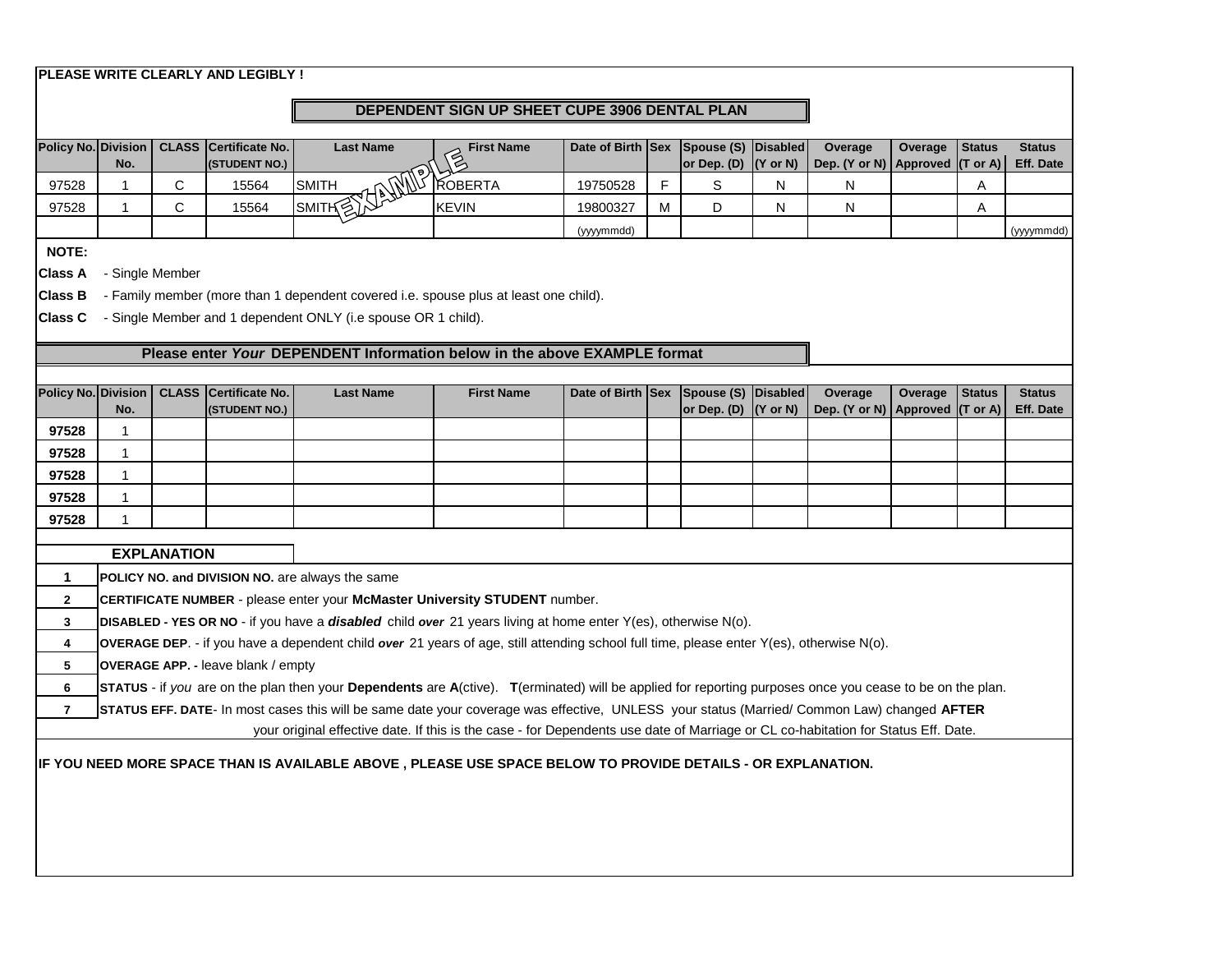**PLEASE WRITE CLEARLY AND LEGIBLY !**

## DEPENDENT SIGN UP SHEET CUPE 3906 DENTAL PLAN

| Policy No. | Division No. | CLASS | Certificate No. (STUDENT NO.) | Last Name | First Name | Date of Birth | Sex | Spouse (S) or Dep. (D) | Disabled (Y or N) | Overage Dep. (Y or N) | Overage Approved | Status (T or A) | Status Eff. Date |
|---|---|---|---|---|---|---|---|---|---|---|---|---|---|
| 97528 | 1 | C | 15564 | SMITH | ROBERTA | 19750528 | F | S | N | N | | A | |
| 97528 | 1 | C | 15564 | SMITH | KEVIN | 19800327 | M | D | N | N | | A | |
| | | | | | | (yyyymmdd) | | | | | | | (yyyymmdd) |

EXAMPLE

**NOTE:**

**Class A** - Single Member

**Class B** - Family member (more than 1 dependent covered i.e. spouse plus at least one child).

**Class C** - Single Member and 1 dependent ONLY (i.e spouse OR 1 child).

### Please enter *Your* DEPENDENT Information below in the above EXAMPLE format

| Policy No. | Division No. | CLASS | Certificate No. (STUDENT NO.) | Last Name | First Name | Date of Birth | Sex | Spouse (S) or Dep. (D) | Disabled (Y or N) | Overage Dep. (Y or N) | Overage Approved | Status (T or A) | Status Eff. Date |
|---|---|---|---|---|---|---|---|---|---|---|---|---|---|
| **97528** | 1 | | | | | | | | | | | | |
| **97528** | 1 | | | | | | | | | | | | |
| **97528** | 1 | | | | | | | | | | | | |
| **97528** | 1 | | | | | | | | | | | | |
| **97528** | 1 | | | | | | | | | | | | |

### EXPLANATION

| | |
|---|---|
| **1** | **POLICY NO. and DIVISION NO.** are always the same |
| **2** | **CERTIFICATE NUMBER** - please enter your **McMaster University STUDENT** number. |
| **3** | **DISABLED - YES OR NO** - if you have a ***disabled*** child ***over*** 21 years living at home enter Y(es), otherwise N(o). |
| **4** | **OVERAGE DEP**. - if you have a dependent child ***over*** 21 years of age, still attending school full time, please enter Y(es), otherwise N(o). |
| **5** | **OVERAGE APP. -** leave blank / empty |
| **6** | **STATUS** - if *you* are on the plan then your **Dependents** are **A**(ctive). **T**(erminated) will be applied for reporting purposes once you cease to be on the plan. |
| **7** | **STATUS EFF. DATE**- In most cases this will be same date your coverage was effective, UNLESS your status (Married/ Common Law) changed **AFTER** your original effective date. If this is the case - for Dependents use date of Marriage or CL co-habitation for Status Eff. Date. |

**IF YOU NEED MORE SPACE THAN IS AVAILABLE ABOVE , PLEASE USE SPACE BELOW TO PROVIDE DETAILS - OR EXPLANATION.**